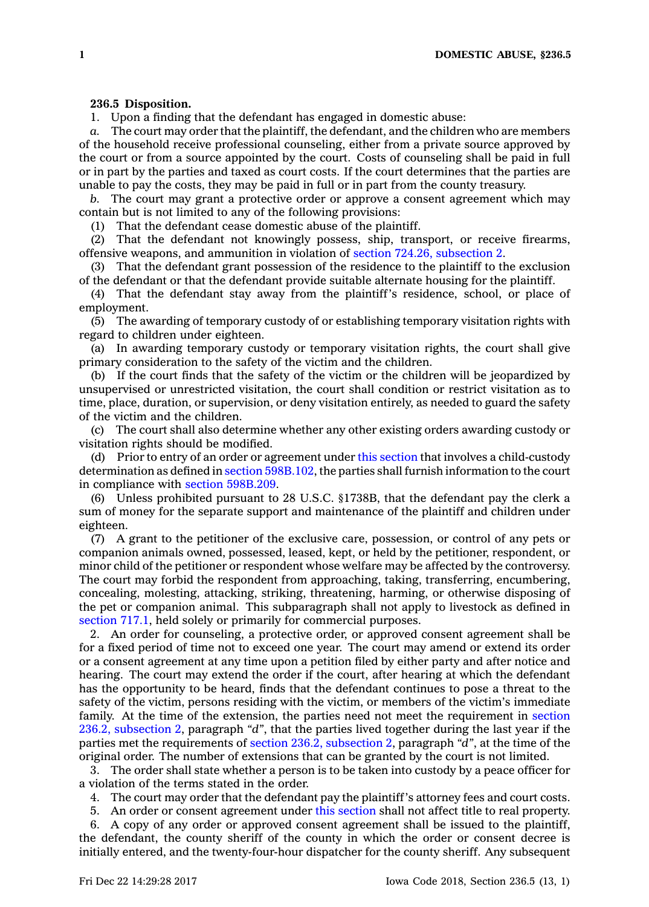**236.5 Disposition.**

1. Upon a finding that the defendant has engaged in domestic abuse:

*a.* The court may order that the plaintiff, the defendant, and the children who are members of the household receive professional counseling, either from a private source approved by the court or from a source appointed by the court. Costs of counseling shall be paid in full or in part by the parties and taxed as court costs. If the court determines that the parties are unable to pay the costs, they may be paid in full or in part from the county treasury.

*b.* The court may grant a protective order or approve a consent agreement which may contain but is not limited to any of the following provisions:

(1) That the defendant cease domestic abuse of the plaintiff.

(2) That the defendant not knowingly possess, ship, transport, or receive firearms, offensive weapons, and ammunition in violation of section 724.26, subsection 2.

(3) That the defendant grant possession of the residence to the plaintiff to the exclusion of the defendant or that the defendant provide suitable alternate housing for the plaintiff.

(4) That the defendant stay away from the plaintiff's residence, school, or place of employment.

(5) The awarding of temporary custody of or establishing temporary visitation rights with regard to children under eighteen.

(a) In awarding temporary custody or temporary visitation rights, the court shall give primary consideration to the safety of the victim and the children.

(b) If the court finds that the safety of the victim or the children will be jeopardized by unsupervised or unrestricted visitation, the court shall condition or restrict visitation as to time, place, duration, or supervision, or deny visitation entirely, as needed to guard the safety of the victim and the children.

(c) The court shall also determine whether any other existing orders awarding custody or visitation rights should be modified.

(d) Prior to entry of an order or agreement under this section that involves a child-custody determination as defined in section 598B.102, the parties shall furnish information to the court in compliance with section 598B.209.

(6) Unless prohibited pursuant to 28 U.S.C. §1738B, that the defendant pay the clerk a sum of money for the separate support and maintenance of the plaintiff and children under eighteen.

(7) A grant to the petitioner of the exclusive care, possession, or control of any pets or companion animals owned, possessed, leased, kept, or held by the petitioner, respondent, or minor child of the petitioner or respondent whose welfare may be affected by the controversy. The court may forbid the respondent from approaching, taking, transferring, encumbering, concealing, molesting, attacking, striking, threatening, harming, or otherwise disposing of the pet or companion animal. This subparagraph shall not apply to livestock as defined in section 717.1, held solely or primarily for commercial purposes.

2. An order for counseling, a protective order, or approved consent agreement shall be for a fixed period of time not to exceed one year. The court may amend or extend its order or a consent agreement at any time upon a petition filed by either party and after notice and hearing. The court may extend the order if the court, after hearing at which the defendant has the opportunity to be heard, finds that the defendant continues to pose a threat to the safety of the victim, persons residing with the victim, or members of the victim's immediate family. At the time of the extension, the parties need not meet the requirement in section 236.2, subsection 2, paragraph *"d"*, that the parties lived together during the last year if the parties met the requirements of section 236.2, subsection 2, paragraph *"d"*, at the time of the original order. The number of extensions that can be granted by the court is not limited.

3. The order shall state whether a person is to be taken into custody by a peace officer for a violation of the terms stated in the order.

4. The court may order that the defendant pay the plaintiff's attorney fees and court costs.

5. An order or consent agreement under this section shall not affect title to real property.

6. A copy of any order or approved consent agreement shall be issued to the plaintiff, the defendant, the county sheriff of the county in which the order or consent decree is initially entered, and the twenty-four-hour dispatcher for the county sheriff. Any subsequent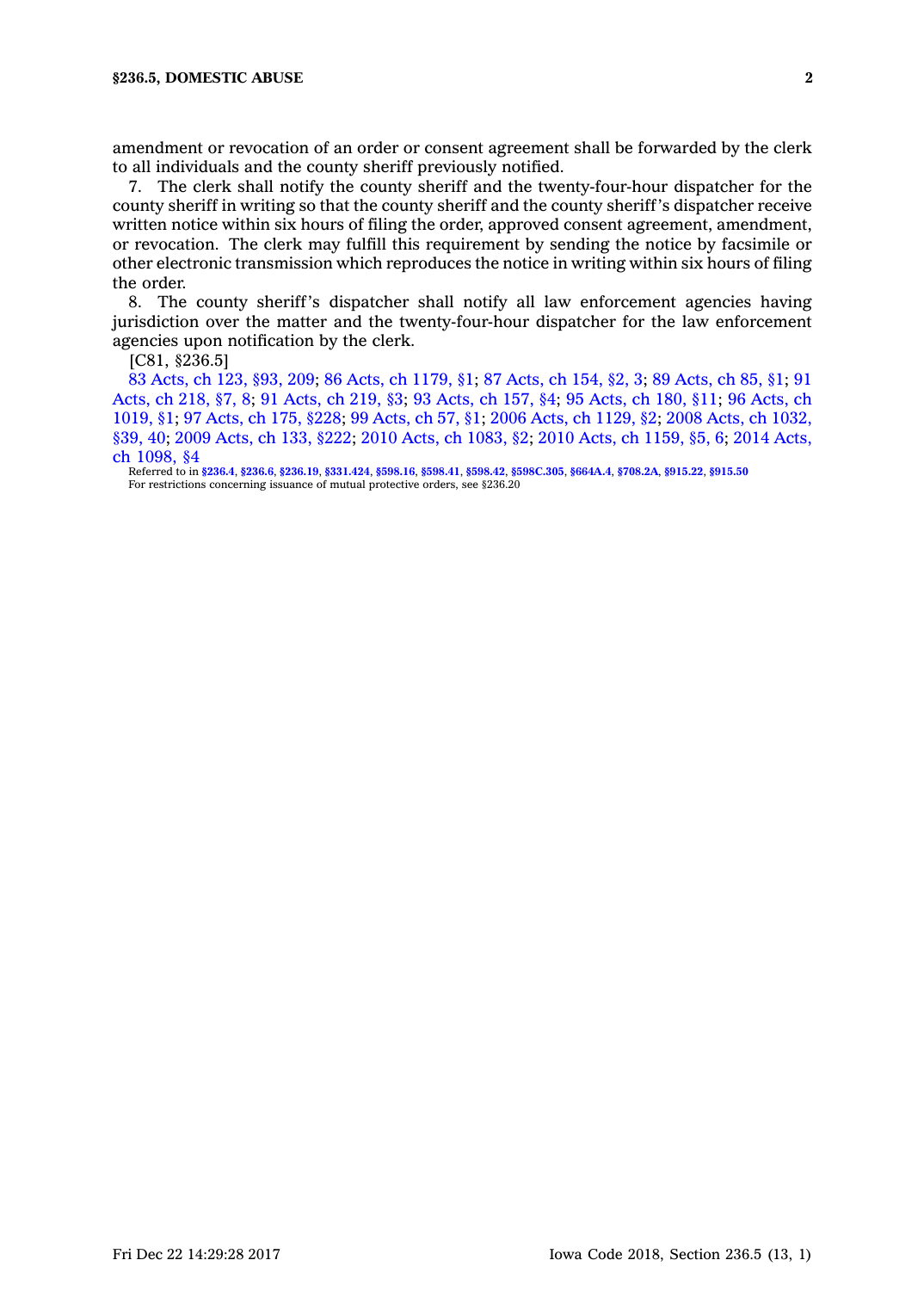amendment or revocation of an order or consent agreement shall be forwarded by the clerk to all individuals and the county sheriff previously notified.

7. The clerk shall notify the county sheriff and the twenty-four-hour dispatcher for the county sheriff in writing so that the county sheriff and the county sheriff's dispatcher receive written notice within six hours of filing the order, approved consent agreement, amendment, or revocation. The clerk may fulfill this requirement by sending the notice by facsimile or other electronic transmission which reproduces the notice in writing within six hours of filing the order.

8. The county sheriff's dispatcher shall notify all law enforcement agencies having jurisdiction over the matter and the twenty-four-hour dispatcher for the law enforcement agencies upon notification by the clerk.

[C81, §236.5]

83 Acts, ch 123, §93, 209; 86 Acts, ch 1179, §1; 87 Acts, ch 154, §2, 3; 89 Acts, ch 85, §1; 91 Acts, ch 218, §7, 8; 91 Acts, ch 219, §3; 93 Acts, ch 157, §4; 95 Acts, ch 180, §11; 96 Acts, ch 1019, §1; 97 Acts, ch 175, §228; 99 Acts, ch 57, §1; 2006 Acts, ch 1129, §2; 2008 Acts, ch 1032, §39, 40; 2009 Acts, ch 133, §222; 2010 Acts, ch 1083, §2; 2010 Acts, ch 1159, §5, 6; 2014 Acts, ch 1098, §4

Referred to in **§236.4**, **§236.6**, **§236.19**, **§331.424**, **§598.16**, **§598.41**, **§598.42**, **§598C.305**, **§664A.4**, **§708.2A**, **§915.22**, **§915.50**

For restrictions concerning issuance of mutual protective orders, see §236.20